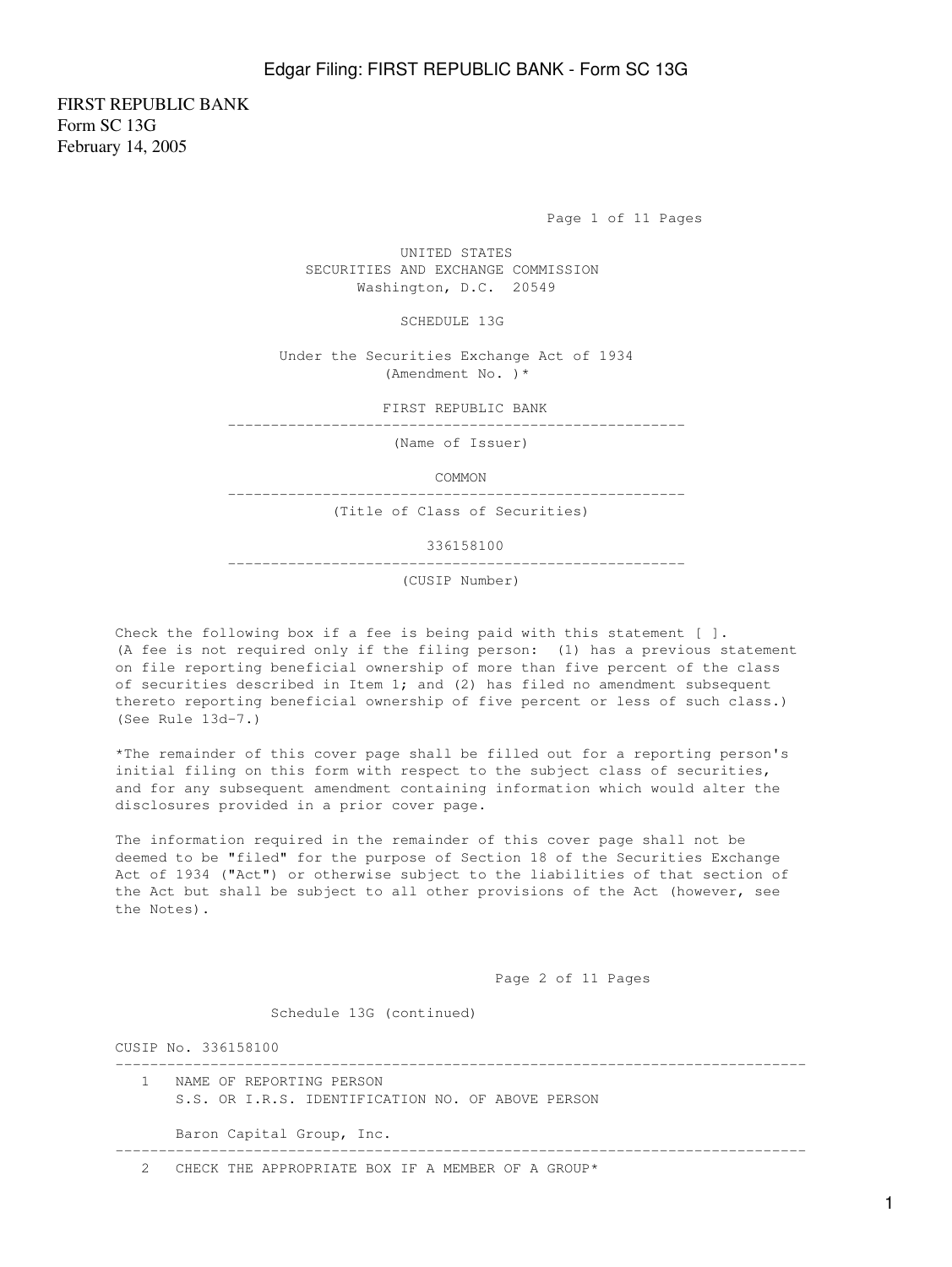FIRST REPUBLIC BANK
Form SC 13G
February 14, 2005

UNITED STATES
SECURITIES AND EXCHANGE COMMISSION
Washington, D.C. 20549

SCHEDULE 13G

Under the Securities Exchange Act of 1934
(Amendment No. )*

FIRST REPUBLIC BANK

---

(Name of Issuer)

COMMON

---

(Title of Class of Securities)

336158100

---

(CUSIP Number)

Check the following box if a fee is being paid with this statement [ ]. (A fee is not required only if the filing person: (1) has a previous statement on file reporting beneficial ownership of more than five percent of the class of securities described in Item 1; and (2) has filed no amendment subsequent thereto reporting beneficial ownership of five percent or less of such class.) (See Rule 13d-7.)

*The remainder of this cover page shall be filled out for a reporting person's initial filing on this form with respect to the subject class of securities, and for any subsequent amendment containing information which would alter the disclosures provided in a prior cover page.

The information required in the remainder of this cover page shall not be deemed to be "filed" for the purpose of Section 18 of the Securities Exchange Act of 1934 ("Act") or otherwise subject to the liabilities of that section of the Act but shall be subject to all other provisions of the Act (however, see the Notes).

Schedule 13G (continued)

CUSIP No. 336158100

---

1 NAME OF REPORTING PERSON
S.S. OR I.R.S. IDENTIFICATION NO. OF ABOVE PERSON

Baron Capital Group, Inc.

---

2 CHECK THE APPROPRIATE BOX IF A MEMBER OF A GROUP*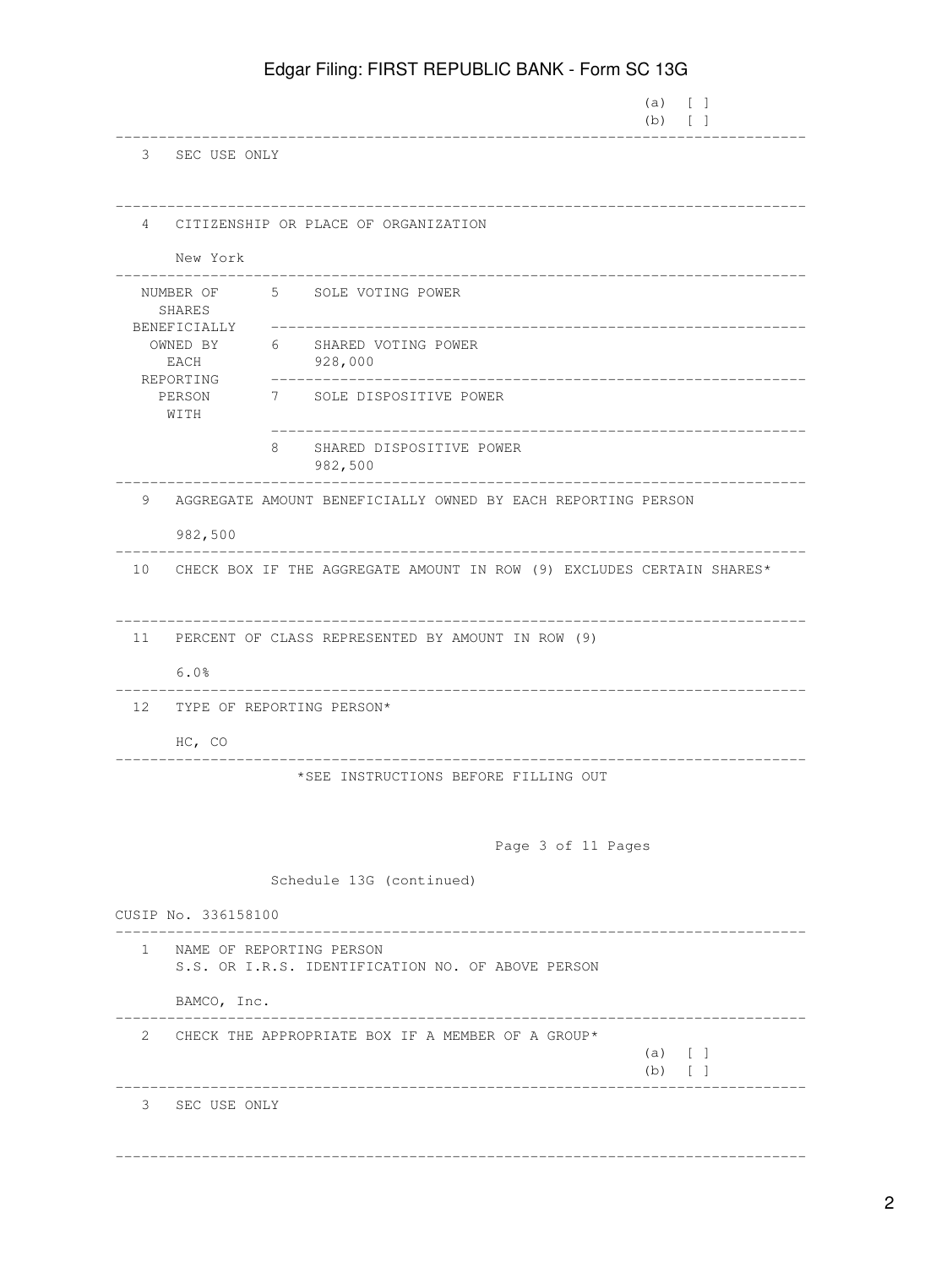(a) [ ]
(b) [ ]

| | |
|---|---|
| 3 | SEC USE ONLY |
| 4 | CITIZENSHIP OR PLACE OF ORGANIZATION<br><br>New York |

| NUMBER OF SHARES BENEFICIALLY OWNED BY EACH REPORTING PERSON WITH | | |
|---|---|---|
| | 5 | SOLE VOTING POWER |
| | 6 | SHARED VOTING POWER<br>928,000 |
| | 7 | SOLE DISPOSITIVE POWER |
| | 8 | SHARED DISPOSITIVE POWER<br>982,500 |

| | |
|---|---|
| 9 | AGGREGATE AMOUNT BENEFICIALLY OWNED BY EACH REPORTING PERSON<br><br>982,500 |
| 10 | CHECK BOX IF THE AGGREGATE AMOUNT IN ROW (9) EXCLUDES CERTAIN SHARES* |
| 11 | PERCENT OF CLASS REPRESENTED BY AMOUNT IN ROW (9)<br><br>6.0% |
| 12 | TYPE OF REPORTING PERSON*<br><br>HC, CO |

*SEE INSTRUCTIONS BEFORE FILLING OUT

Schedule 13G (continued)

CUSIP No. 336158100

| | |
|---|---|
| 1 | NAME OF REPORTING PERSON<br>S.S. OR I.R.S. IDENTIFICATION NO. OF ABOVE PERSON<br><br>BAMCO, Inc. |
| 2 | CHECK THE APPROPRIATE BOX IF A MEMBER OF A GROUP*<br>(a) [ ]<br>(b) [ ] |
| 3 | SEC USE ONLY |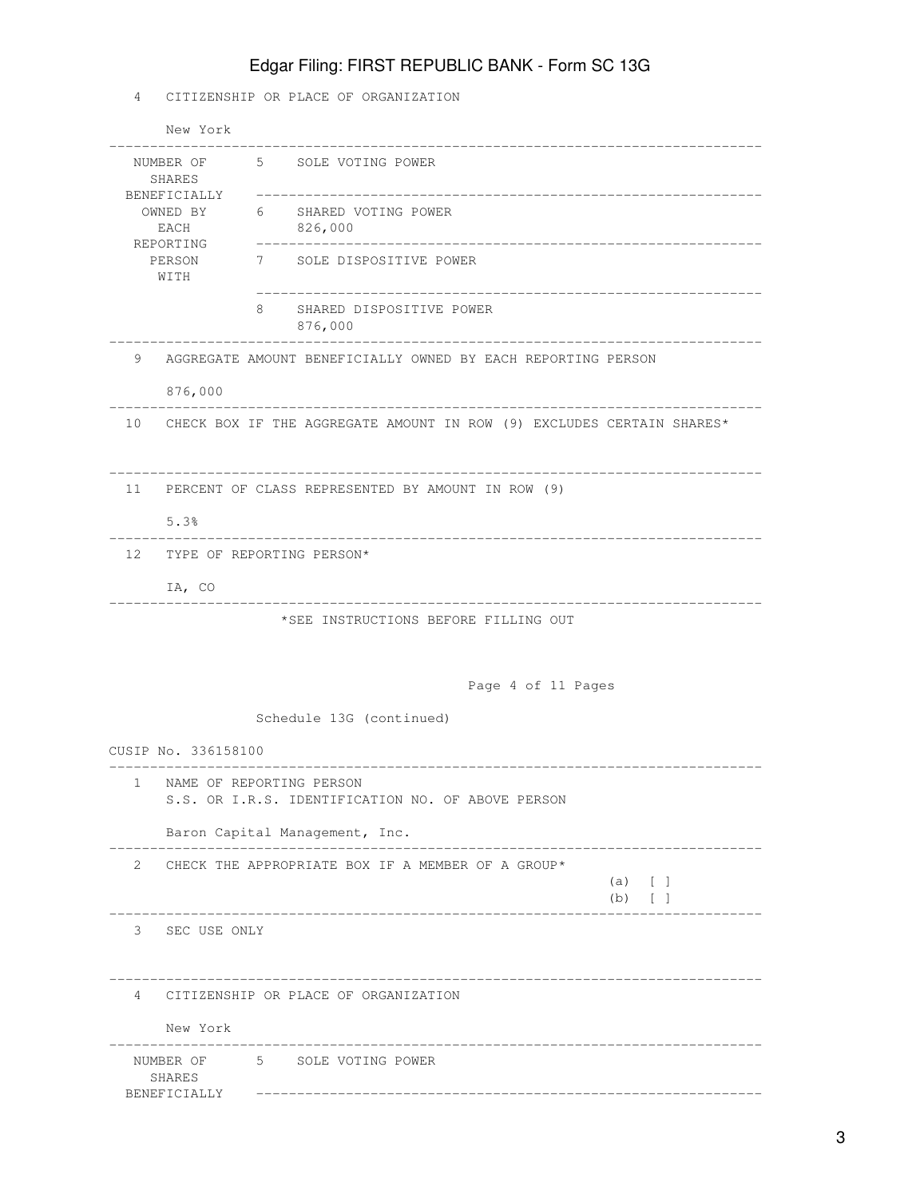| | |
|---|---|
| 4 | CITIZENSHIP OR PLACE OF ORGANIZATION<br><br>New York |

| | | |
|---|---|---|
| NUMBER OF SHARES BENEFICIALLY OWNED BY EACH REPORTING PERSON WITH | 5 | SOLE VOTING POWER |
| | 6 | SHARED VOTING POWER<br>826,000 |
| | 7 | SOLE DISPOSITIVE POWER |
| | 8 | SHARED DISPOSITIVE POWER<br>876,000 |

| | |
|---|---|
| 9 | AGGREGATE AMOUNT BENEFICIALLY OWNED BY EACH REPORTING PERSON<br><br>876,000 |
| 10 | CHECK BOX IF THE AGGREGATE AMOUNT IN ROW (9) EXCLUDES CERTAIN SHARES* |
| 11 | PERCENT OF CLASS REPRESENTED BY AMOUNT IN ROW (9)<br><br>5.3% |
| 12 | TYPE OF REPORTING PERSON*<br><br>IA, CO |

*SEE INSTRUCTIONS BEFORE FILLING OUT

Schedule 13G (continued)

CUSIP No. 336158100

| | |
|---|---|
| 1 | NAME OF REPORTING PERSON<br>S.S. OR I.R.S. IDENTIFICATION NO. OF ABOVE PERSON<br><br>Baron Capital Management, Inc. |
| 2 | CHECK THE APPROPRIATE BOX IF A MEMBER OF A GROUP*<br>(a) [ ]<br>(b) [ ] |
| 3 | SEC USE ONLY |
| 4 | CITIZENSHIP OR PLACE OF ORGANIZATION<br><br>New York |

| | | |
|---|---|---|
| NUMBER OF SHARES BENEFICIALLY | 5 | SOLE VOTING POWER |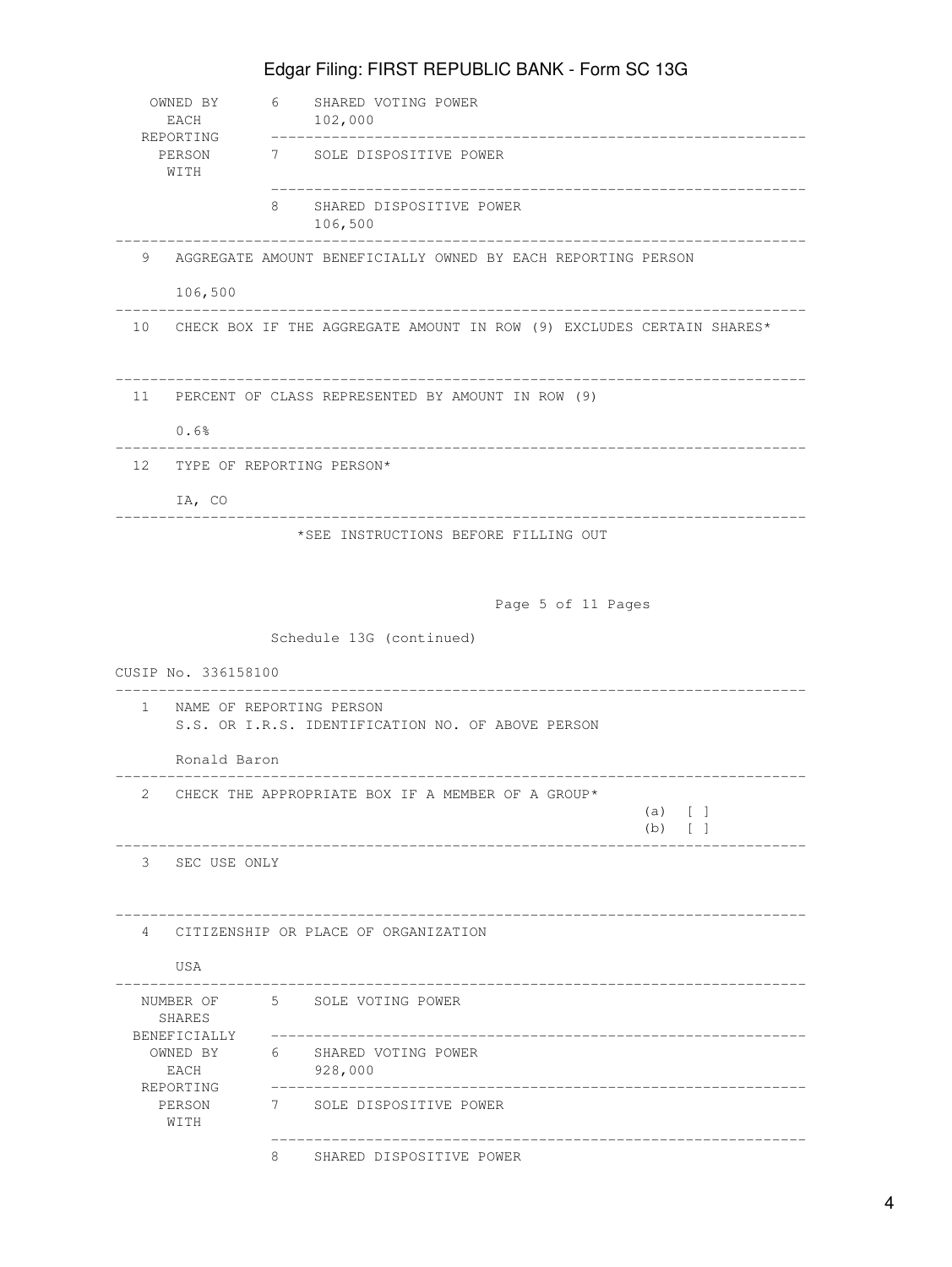| | | |
|---|---|---|
| OWNED BY EACH REPORTING PERSON WITH | 6 | SHARED VOTING POWER 102,000 |
| | 7 | SOLE DISPOSITIVE POWER |
| | 8 | SHARED DISPOSITIVE POWER 106,500 |

| | |
|---|---|
| 9 | AGGREGATE AMOUNT BENEFICIALLY OWNED BY EACH REPORTING PERSON<br><br>106,500 |
| 10 | CHECK BOX IF THE AGGREGATE AMOUNT IN ROW (9) EXCLUDES CERTAIN SHARES* |
| 11 | PERCENT OF CLASS REPRESENTED BY AMOUNT IN ROW (9)<br><br>0.6% |
| 12 | TYPE OF REPORTING PERSON*<br><br>IA, CO |

*SEE INSTRUCTIONS BEFORE FILLING OUT

Page 5 of 11 Pages

Schedule 13G (continued)

CUSIP No. 336158100

| | |
|---|---|
| 1 | NAME OF REPORTING PERSON<br>S.S. OR I.R.S. IDENTIFICATION NO. OF ABOVE PERSON<br><br>Ronald Baron |
| 2 | CHECK THE APPROPRIATE BOX IF A MEMBER OF A GROUP*<br>(a) [ ]<br>(b) [ ] |
| 3 | SEC USE ONLY |
| 4 | CITIZENSHIP OR PLACE OF ORGANIZATION<br><br>USA |

| | | |
|---|---|---|
| NUMBER OF SHARES BENEFICIALLY OWNED BY EACH REPORTING PERSON WITH | 5 | SOLE VOTING POWER |
| | 6 | SHARED VOTING POWER 928,000 |
| | 7 | SOLE DISPOSITIVE POWER |
| | 8 | SHARED DISPOSITIVE POWER |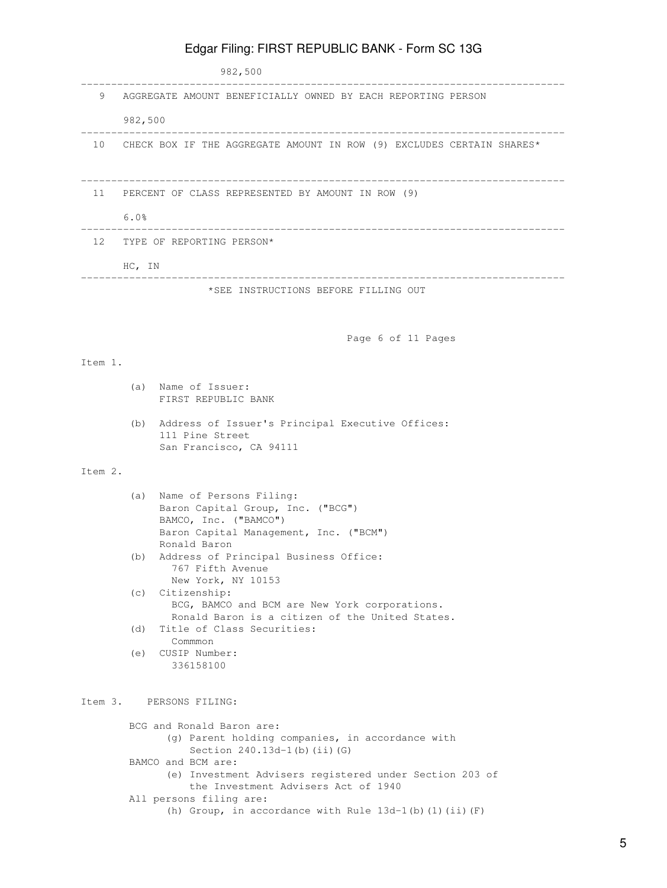982,500

| | |
|---|---|
| 9 | AGGREGATE AMOUNT BENEFICIALLY OWNED BY EACH REPORTING PERSON<br><br>982,500 |
| 10 | CHECK BOX IF THE AGGREGATE AMOUNT IN ROW (9) EXCLUDES CERTAIN SHARES* |
| 11 | PERCENT OF CLASS REPRESENTED BY AMOUNT IN ROW (9)<br><br>6.0% |
| 12 | TYPE OF REPORTING PERSON*<br><br>HC, IN |

*SEE INSTRUCTIONS BEFORE FILLING OUT

Item 1.

(a) Name of Issuer:
FIRST REPUBLIC BANK

(b) Address of Issuer's Principal Executive Offices:
111 Pine Street
San Francisco, CA 94111

Item 2.

(a) Name of Persons Filing:
Baron Capital Group, Inc. ("BCG")
BAMCO, Inc. ("BAMCO")
Baron Capital Management, Inc. ("BCM")
Ronald Baron

(b) Address of Principal Business Office:
767 Fifth Avenue
New York, NY 10153

(c) Citizenship:
BCG, BAMCO and BCM are New York corporations.
Ronald Baron is a citizen of the United States.

(d) Title of Class Securities:
Commmon

(e) CUSIP Number:
336158100

Item 3. PERSONS FILING:

BCG and Ronald Baron are:
(g) Parent holding companies, in accordance with Section 240.13d-1(b)(ii)(G)

BAMCO and BCM are:
(e) Investment Advisers registered under Section 203 of the Investment Advisers Act of 1940

All persons filing are:
(h) Group, in accordance with Rule 13d-1(b)(1)(ii)(F)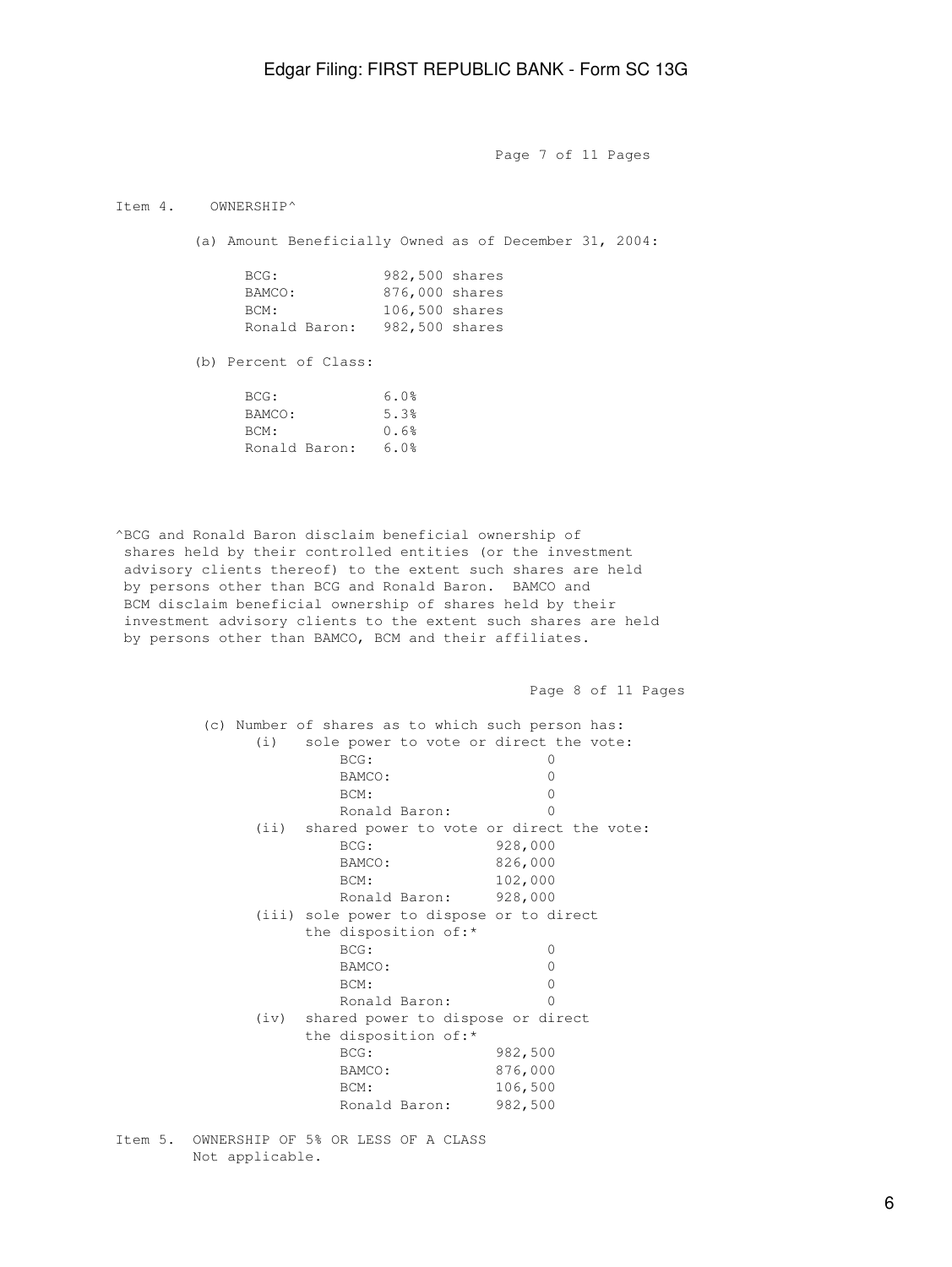Item 4. OWNERSHIP^

(a) Amount Beneficially Owned as of December 31, 2004:

| | |
|---|---|
| BCG: | 982,500 shares |
| BAMCO: | 876,000 shares |
| BCM: | 106,500 shares |
| Ronald Baron: | 982,500 shares |

(b) Percent of Class:

| | |
|---|---|
| BCG: | 6.0% |
| BAMCO: | 5.3% |
| BCM: | 0.6% |
| Ronald Baron: | 6.0% |

^BCG and Ronald Baron disclaim beneficial ownership of shares held by their controlled entities (or the investment advisory clients thereof) to the extent such shares are held by persons other than BCG and Ronald Baron. BAMCO and BCM disclaim beneficial ownership of shares held by their investment advisory clients to the extent such shares are held by persons other than BAMCO, BCM and their affiliates.

(c) Number of shares as to which such person has:

(i) sole power to vote or direct the vote:

| | |
|---|---|
| BCG: | 0 |
| BAMCO: | 0 |
| BCM: | 0 |
| Ronald Baron: | 0 |

(ii) shared power to vote or direct the vote:

| | |
|---|---|
| BCG: | 928,000 |
| BAMCO: | 826,000 |
| BCM: | 102,000 |
| Ronald Baron: | 928,000 |

(iii) sole power to dispose or to direct the disposition of:*

| | |
|---|---|
| BCG: | 0 |
| BAMCO: | 0 |
| BCM: | 0 |
| Ronald Baron: | 0 |

(iv) shared power to dispose or direct the disposition of:*

| | |
|---|---|
| BCG: | 982,500 |
| BAMCO: | 876,000 |
| BCM: | 106,500 |
| Ronald Baron: | 982,500 |

Item 5. OWNERSHIP OF 5% OR LESS OF A CLASS

Not applicable.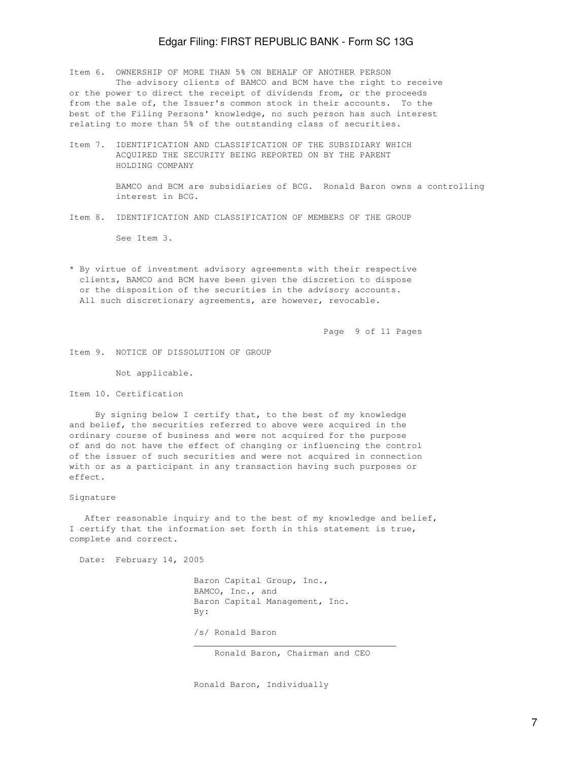Item 6. OWNERSHIP OF MORE THAN 5% ON BEHALF OF ANOTHER PERSON

The advisory clients of BAMCO and BCM have the right to receive or the power to direct the receipt of dividends from, or the proceeds from the sale of, the Issuer's common stock in their accounts. To the best of the Filing Persons' knowledge, no such person has such interest relating to more than 5% of the outstanding class of securities.

Item 7. IDENTIFICATION AND CLASSIFICATION OF THE SUBSIDIARY WHICH ACQUIRED THE SECURITY BEING REPORTED ON BY THE PARENT HOLDING COMPANY

BAMCO and BCM are subsidiaries of BCG. Ronald Baron owns a controlling interest in BCG.

Item 8. IDENTIFICATION AND CLASSIFICATION OF MEMBERS OF THE GROUP

See Item 3.

* By virtue of investment advisory agreements with their respective clients, BAMCO and BCM have been given the discretion to dispose or the disposition of the securities in the advisory accounts. All such discretionary agreements, are however, revocable.

Item 9. NOTICE OF DISSOLUTION OF GROUP

Not applicable.

Item 10. Certification

By signing below I certify that, to the best of my knowledge and belief, the securities referred to above were acquired in the ordinary course of business and were not acquired for the purpose of and do not have the effect of changing or influencing the control of the issuer of such securities and were not acquired in connection with or as a participant in any transaction having such purposes or effect.

Signature

After reasonable inquiry and to the best of my knowledge and belief, I certify that the information set forth in this statement is true, complete and correct.

Date: February 14, 2005

Baron Capital Group, Inc.,
BAMCO, Inc., and
Baron Capital Management, Inc.
By:

/s/ Ronald Baron
_______________________________________
Ronald Baron, Chairman and CEO

Ronald Baron, Individually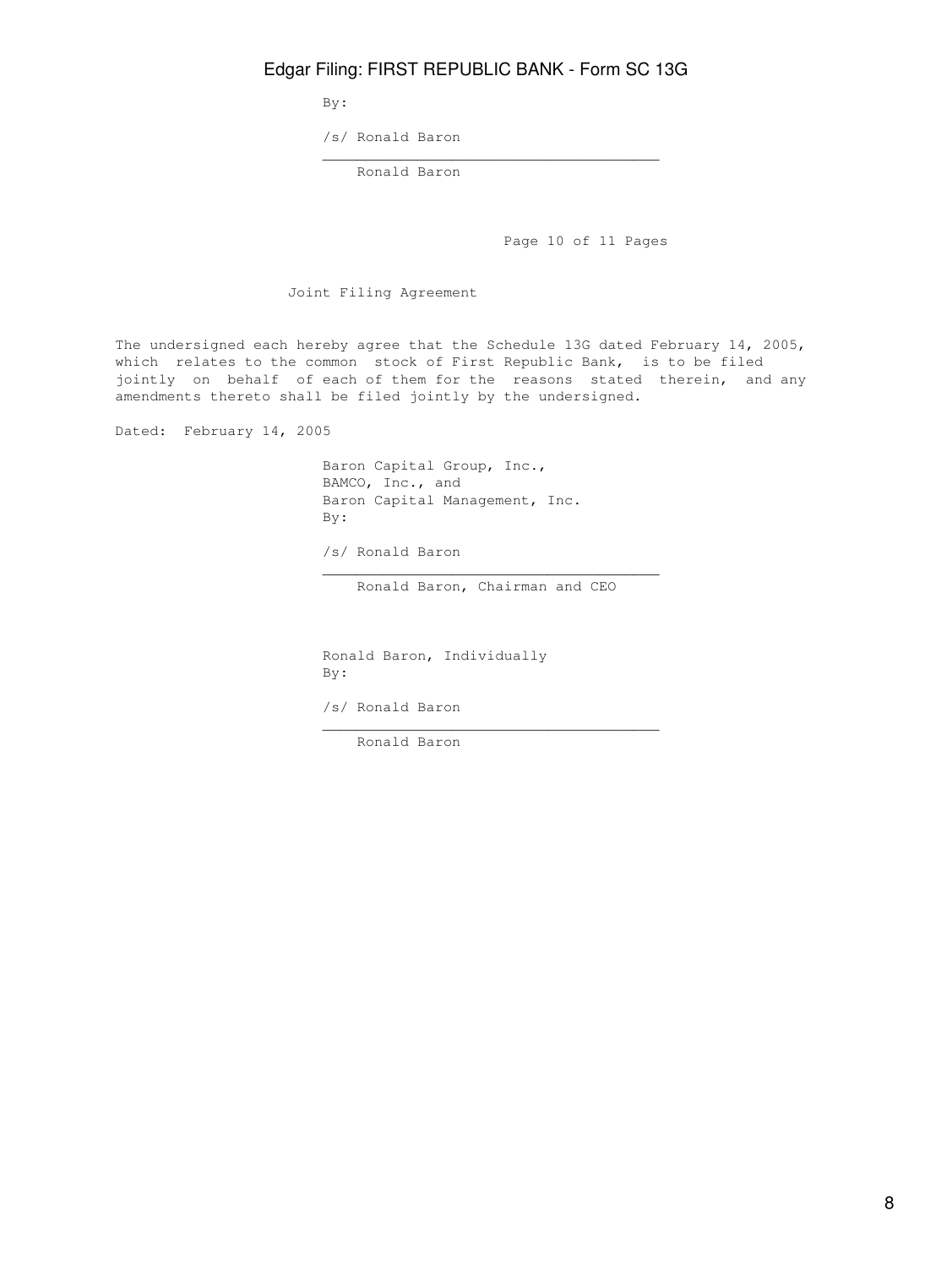By:

/s/ Ronald Baron

\_\_\_\_\_\_\_\_\_\_\_\_\_\_\_\_\_\_\_\_\_\_\_\_\_\_\_\_\_\_\_\_\_\_\_\_\_\_\_

Ronald Baron

## Joint Filing Agreement

The undersigned each hereby agree that the Schedule 13G dated February 14, 2005, which relates to the common stock of First Republic Bank, is to be filed jointly on behalf of each of them for the reasons stated therein, and any amendments thereto shall be filed jointly by the undersigned.

Dated: February 14, 2005

Baron Capital Group, Inc.,
BAMCO, Inc., and
Baron Capital Management, Inc.
By:

/s/ Ronald Baron

\_\_\_\_\_\_\_\_\_\_\_\_\_\_\_\_\_\_\_\_\_\_\_\_\_\_\_\_\_\_\_\_\_\_\_\_\_\_\_

Ronald Baron, Chairman and CEO

Ronald Baron, Individually
By:

/s/ Ronald Baron

\_\_\_\_\_\_\_\_\_\_\_\_\_\_\_\_\_\_\_\_\_\_\_\_\_\_\_\_\_\_\_\_\_\_\_\_\_\_\_

Ronald Baron